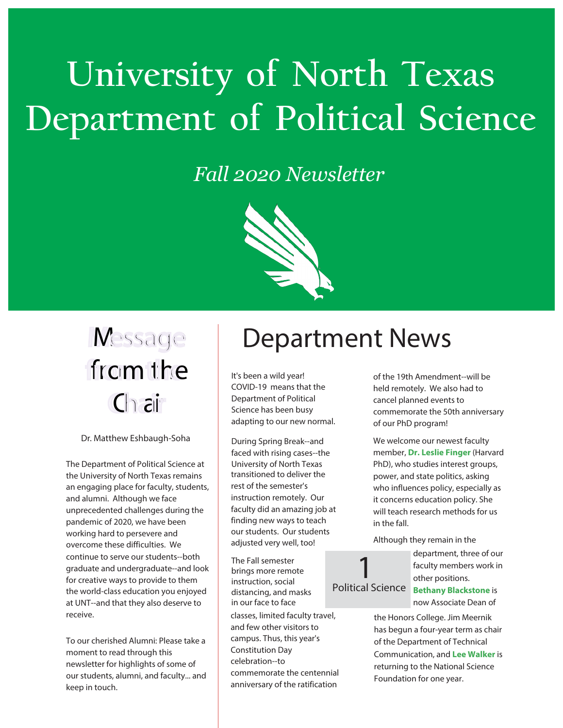# University of North Texas Department of Political Science

*Fall 2020 Newsletter*

## Message from the Chair

Dr. Matthew Eshbaugh-Soha

The Department of Political Science at the University of North Texas remains an engaging place for faculty, students, and alumni. Although we face unprecedented challenges during the pandemic of 2020, we have been working hard to persevere and overcome these difficulties. We continue to serve our students--both graduate and undergraduate--and look for creative ways to provide to them the world-class education you enjoyed at UNT--and that they also deserve to receive.

To our cherished Alumni: Please take a moment to read through this newsletter for highlights of some of our students, alumni, and faculty... and keep in touch.

## Department News

It's been a wild year! COVID-19 means that the Department of Political Science has been busy adapting to our new normal.

During Spring Break--and faced with rising cases--the University of North Texas transitioned to deliver the rest of the semester's instruction remotely. Our faculty did an amazing job at finding new ways to teach our students. Our students adjusted very well, too!

The Fall semester brings more remote instruction, social distancing, and masks in our face to face classes, limited faculty travel, and few other visitors to campus. Thus, this year's Constitution Day celebration--to commemorate the centennial anniversary of the ratification of the 19th Amendment--will be held remotely. We also had to cancel planned events to commemorate the 50th anniversary of our PhD program!

We welcome our newest faculty member, **Dr. Leslie Finger** (Harvard PhD), who studies interest groups, power, and state politics, asking who influences policy, especially as it concerns education policy. She will teach research methods for us in the fall.

Although they remain in the department, three of our faculty members work in other positions. **Bethany Blackstone** is now Associate Dean of the Honors College. Jim Meernik has begun a four-year term as chair of the Department of Technical Communication, and **Lee Walker** is returning to the National Science Foundation for one year.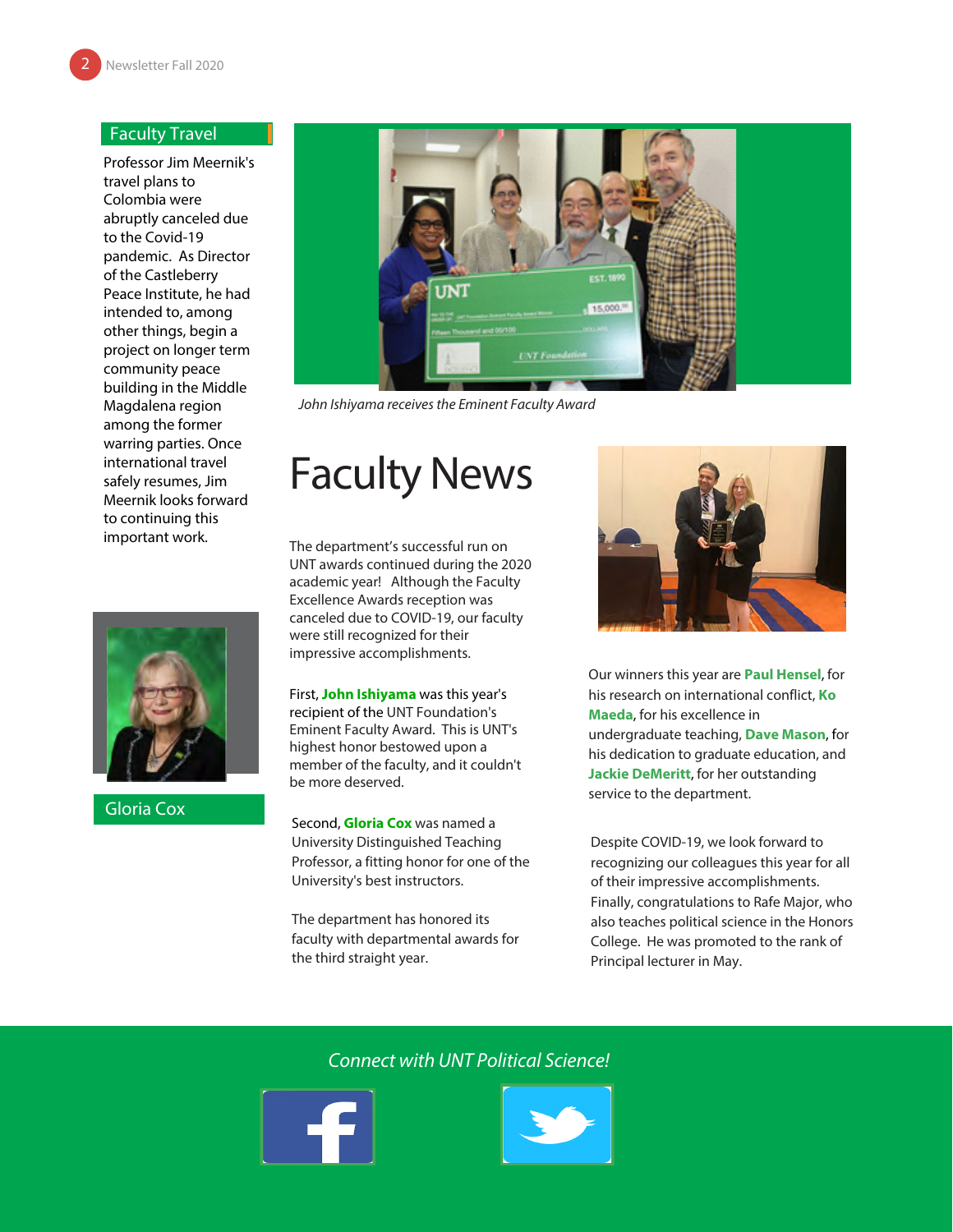## Faculty Travel

Professor Jim Meernik's travel plans to Colombia were abruptly canceled due to the Covid-19 pandemic. As Director of the Castleberry Peace Institute, he had intended to, among other things, begin a project on longer term community peace building in the Middle Magdalena region among the former warring parties. Once international travel safely resumes, Jim Meernik looks forward to continuing this important work.

Gloria Cox

*John Ishiyama receives the Eminent Faculty Award*

# Faculty News

The department's successful run on UNT awards continued during the 2020 academic year! Although the Faculty Excellence Awards reception was canceled due to COVID-19, our faculty were still recognized for their impressive accomplishments.

First, **John Ishiyama** was this year's recipient of the UNT Foundation's Eminent Faculty Award. This is UNT's highest honor bestowed upon a member of the faculty, and it couldn't be more deserved.

Second, **Gloria Cox** was named a University Distinguished Teaching Professor, a fitting honor for one of the University's best instructors.

The department has honored its faculty with departmental awards for the third straight year.

Our winners this year are **Paul Hensel**, for his research on international conflict, **Ko Maeda**, for his excellence in undergraduate teaching, **Dave Mason**, for his dedication to graduate education, and **Jackie DeMeritt**, for her outstanding service to the department.

Despite COVID-19, we look forward to recognizing our colleagues this year for all of their impressive accomplishments. Finally, congratulations to Rafe Major, who also teaches political science in the Honors College. He was promoted to the rank of Principal lecturer in May.

*Connect with UNT Political Science!*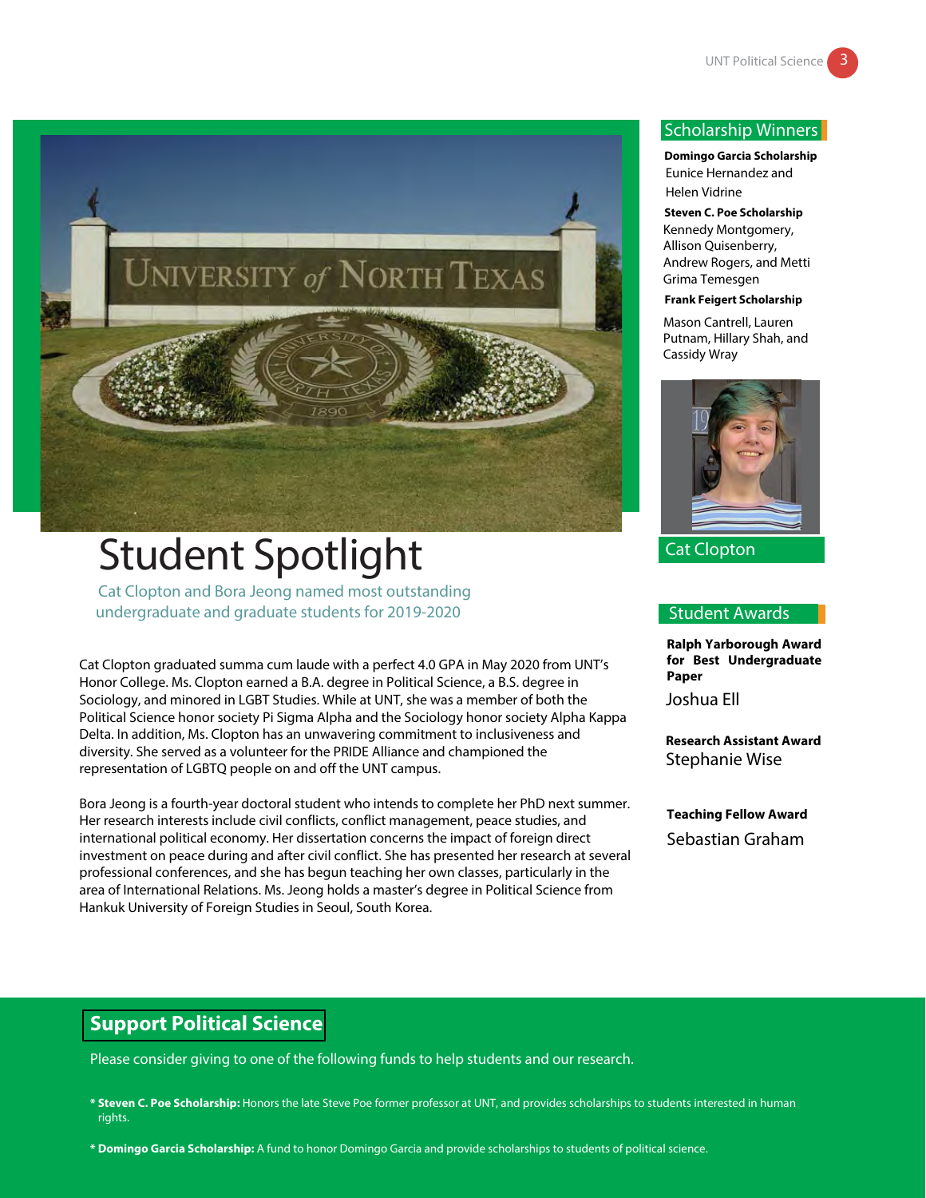# Student Spotlight

Cat Clopton and Bora Jeong named most outstanding undergraduate and graduate students for 2019-2020

Cat Clopton graduated summa cum laude with a perfect 4.0 GPA in May 2020 from UNT's Honor College. Ms. Clopton earned a B.A. degree in Political Science, a B.S. degree in Sociology, and minored in LGBT Studies. While at UNT, she was a member of both the Political Science honor society Pi Sigma Alpha and the Sociology honor society Alpha Kappa Delta. In addition, Ms. Clopton has an unwavering commitment to inclusiveness and diversity. She served as a volunteer for the PRIDE Alliance and championed the representation of LGBTQ people on and off the UNT campus.

Bora Jeong is a fourth-year doctoral student who intends to complete her PhD next summer. Her research interests include civil conflicts, conflict management, peace studies, and international political economy. Her dissertation concerns the impact of foreign direct investment on peace during and after civil conflict. She has presented her research at several professional conferences, and she has begun teaching her own classes, particularly in the area of International Relations. Ms. Jeong holds a master's degree in Political Science from Hankuk University of Foreign Studies in Seoul, South Korea.

## Scholarship Winners

**Domingo Garcia Scholarship**
Eunice Hernandez and Helen Vidrine

**Steven C. Poe Scholarship**
Kennedy Montgomery, Allison Quisenberry, Andrew Rogers, and Metti Grima Temesgen

**Frank Feigert Scholarship**
Mason Cantrell, Lauren Putnam, Hillary Shah, and Cassidy Wray

Cat Clopton

## Student Awards

**Ralph Yarborough Award for Best Undergraduate Paper**
Joshua Ell

**Research Assistant Award**
Stephanie Wise

**Teaching Fellow Award**
Sebastian Graham

## Support Political Science

Please consider giving to one of the following funds to help students and our research.

* **Steven C. Poe Scholarship:** Honors the late Steve Poe former professor at UNT, and provides scholarships to students interested in human rights.

* **Domingo Garcia Scholarship:** A fund to honor Domingo Garcia and provide scholarships to students of political science.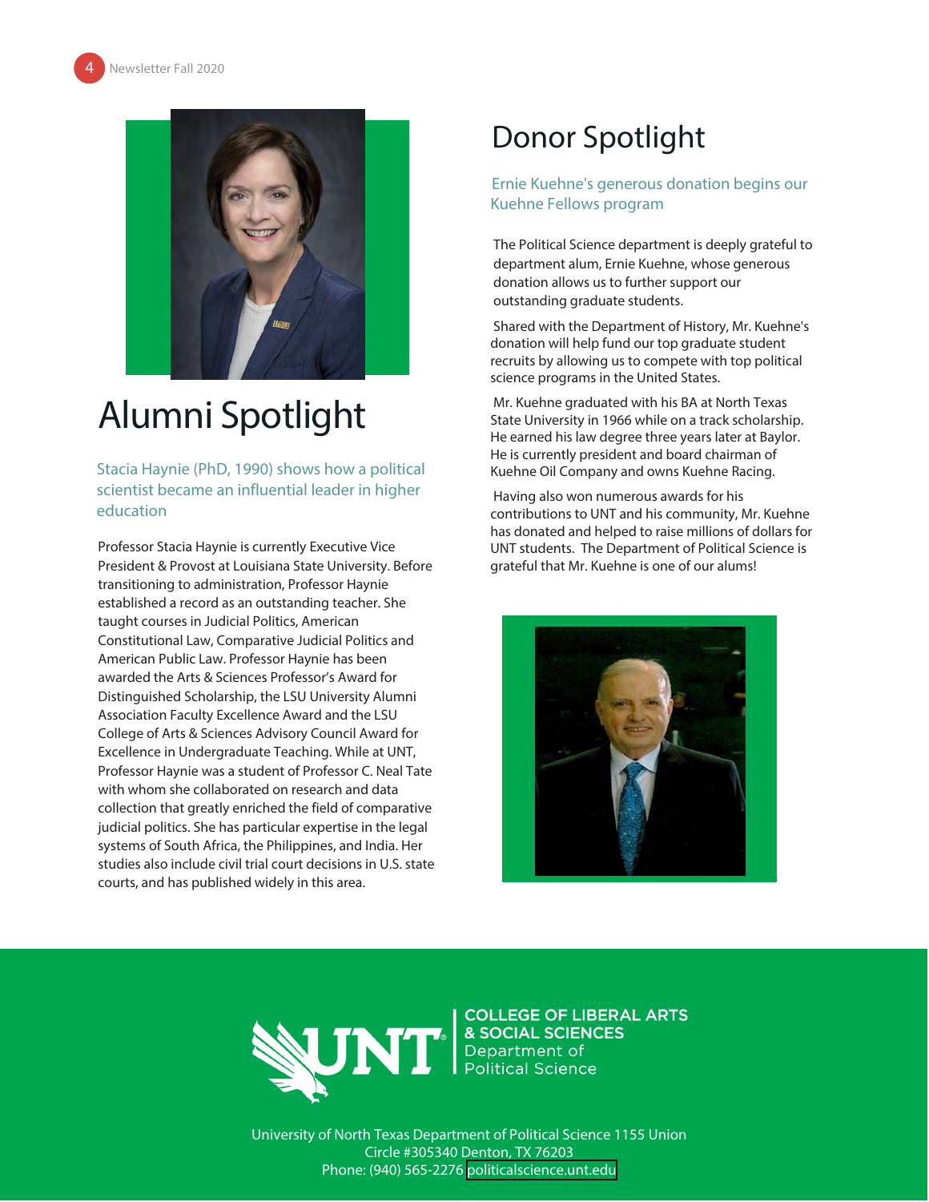# Alumni Spotlight

## Stacia Haynie (PhD, 1990) shows how a political scientist became an influential leader in higher education

Professor Stacia Haynie is currently Executive Vice President & Provost at Louisiana State University. Before transitioning to administration, Professor Haynie established a record as an outstanding teacher. She taught courses in Judicial Politics, American Constitutional Law, Comparative Judicial Politics and American Public Law. Professor Haynie has been awarded the Arts & Sciences Professor's Award for Distinguished Scholarship, the LSU University Alumni Association Faculty Excellence Award and the LSU College of Arts & Sciences Advisory Council Award for Excellence in Undergraduate Teaching. While at UNT, Professor Haynie was a student of Professor C. Neal Tate with whom she collaborated on research and data collection that greatly enriched the field of comparative judicial politics. She has particular expertise in the legal systems of South Africa, the Philippines, and India. Her studies also include civil trial court decisions in U.S. state courts, and has published widely in this area.

# Donor Spotlight

## Ernie Kuehne's generous donation begins our Kuehne Fellows program

The Political Science department is deeply grateful to department alum, Ernie Kuehne, whose generous donation allows us to further support our outstanding graduate students.

Shared with the Department of History, Mr. Kuehne's donation will help fund our top graduate student recruits by allowing us to compete with top political science programs in the United States.

Mr. Kuehne graduated with his BA at North Texas State University in 1966 while on a track scholarship. He earned his law degree three years later at Baylor. He is currently president and board chairman of Kuehne Oil Company and owns Kuehne Racing.

Having also won numerous awards for his contributions to UNT and his community, Mr. Kuehne has donated and helped to raise millions of dollars for UNT students. The Department of Political Science is grateful that Mr. Kuehne is one of our alums!

UNT COLLEGE OF LIBERAL ARTS & SOCIAL SCIENCES
Department of Political Science

University of North Texas Department of Political Science 1155 Union Circle #305340 Denton, TX 76203
Phone: (940) 565-2276 politicalscience.unt.edu